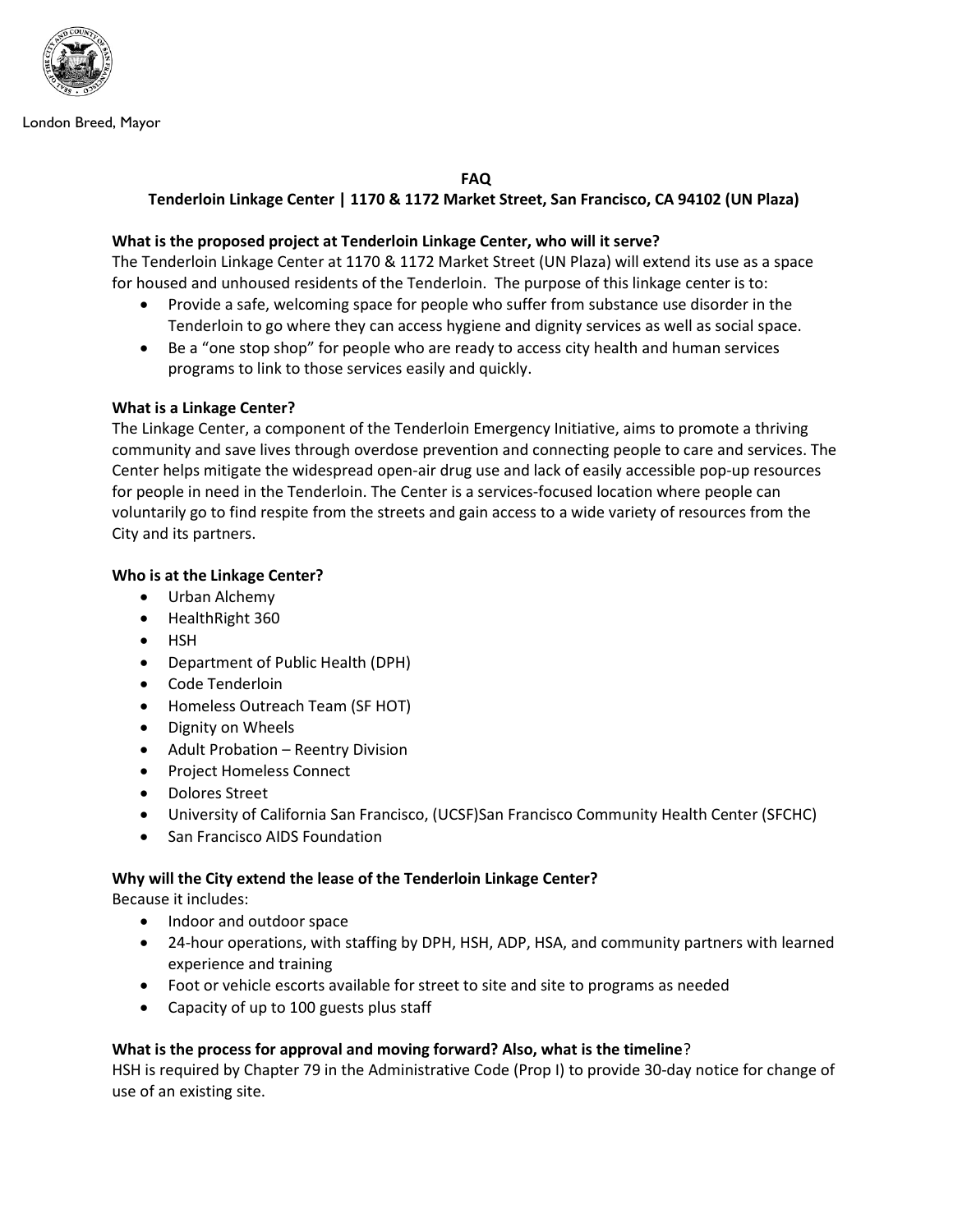London Breed, Mayor

# FAQ

## Tenderloin Linkage Center | 1170 & 1172 Market Street, San Francisco, CA 94102 (UN Plaza)

### What is the proposed project at Tenderloin Linkage Center, who will it serve?

The Tenderloin Linkage Center at 1170 & 1172 Market Street (UN Plaza) will extend its use as a space for housed and unhoused residents of the Tenderloin. The purpose of this linkage center is to:

- Provide a safe, welcoming space for people who suffer from substance use disorder in the Tenderloin to go where they can access hygiene and dignity services as well as social space.
- Be a "one stop shop" for people who are ready to access city health and human services programs to link to those services easily and quickly.

### What is a Linkage Center?

The Linkage Center, a component of the Tenderloin Emergency Initiative, aims to promote a thriving community and save lives through overdose prevention and connecting people to care and services. The Center helps mitigate the widespread open-air drug use and lack of easily accessible pop-up resources for people in need in the Tenderloin. The Center is a services-focused location where people can voluntarily go to find respite from the streets and gain access to a wide variety of resources from the City and its partners.

### Who is at the Linkage Center?

- Urban Alchemy
- HealthRight 360
- HSH
- Department of Public Health (DPH)
- Code Tenderloin
- Homeless Outreach Team (SF HOT)
- Dignity on Wheels
- Adult Probation – Reentry Division
- Project Homeless Connect
- Dolores Street
- University of California San Francisco, (UCSF)San Francisco Community Health Center (SFCHC)
- San Francisco AIDS Foundation

### Why will the City extend the lease of the Tenderloin Linkage Center?

Because it includes:

- Indoor and outdoor space
- 24-hour operations, with staffing by DPH, HSH, ADP, HSA, and community partners with learned experience and training
- Foot or vehicle escorts available for street to site and site to programs as needed
- Capacity of up to 100 guests plus staff

### What is the process for approval and moving forward? Also, what is the timeline?

HSH is required by Chapter 79 in the Administrative Code (Prop I) to provide 30-day notice for change of use of an existing site.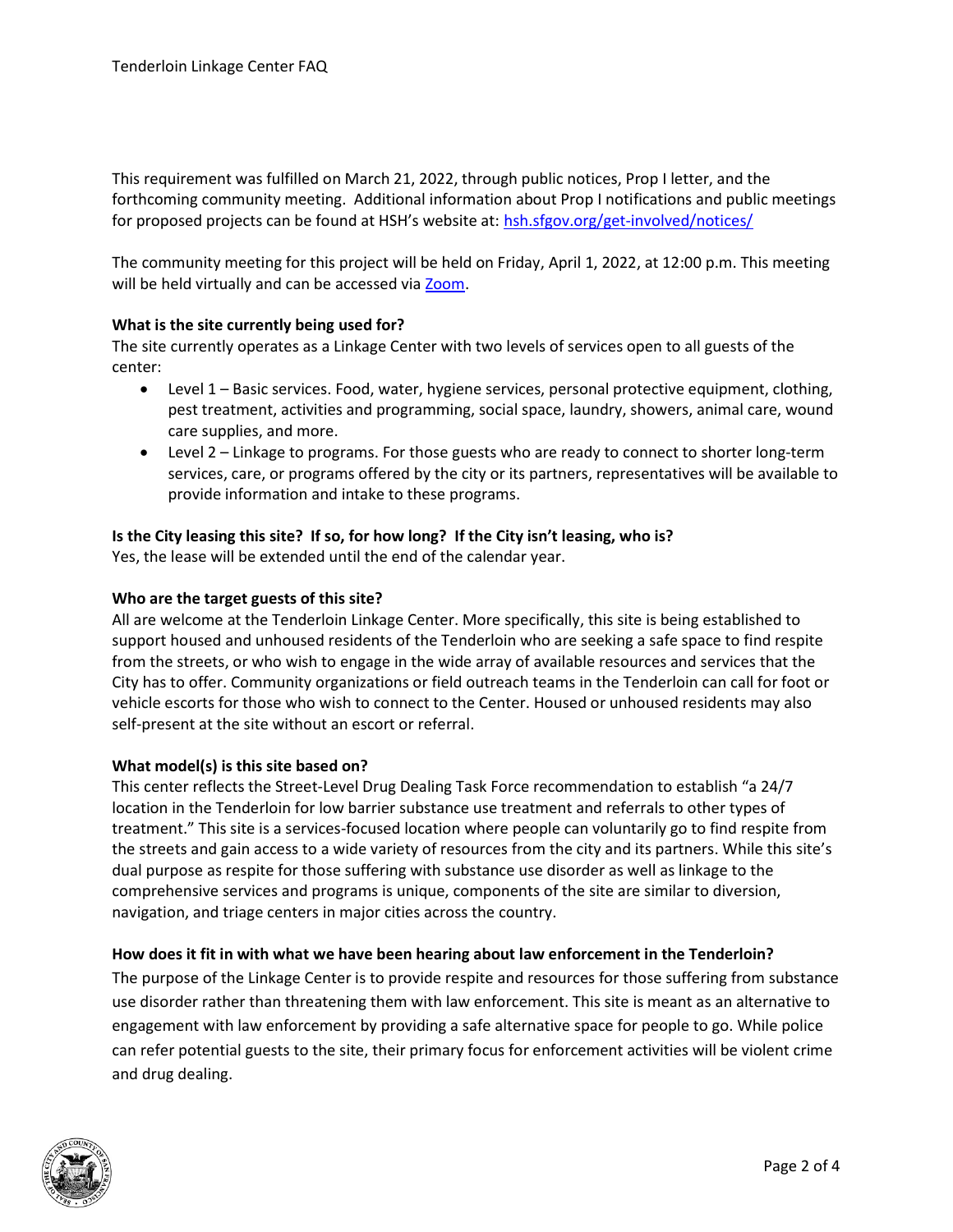This requirement was fulfilled on March 21, 2022, through public notices, Prop I letter, and the forthcoming community meeting. Additional information about Prop I notifications and public meetings for proposed projects can be found at HSH's website at: [hsh.sfgov.org/get-involved/notices/](hsh.sfgov.org/get-involved/notices/)

The community meeting for this project will be held on Friday, April 1, 2022, at 12:00 p.m. This meeting will be held virtually and can be accessed via Zoom.

**What is the site currently being used for?**

The site currently operates as a Linkage Center with two levels of services open to all guests of the center:

- Level 1 – Basic services. Food, water, hygiene services, personal protective equipment, clothing, pest treatment, activities and programming, social space, laundry, showers, animal care, wound care supplies, and more.
- Level 2 – Linkage to programs. For those guests who are ready to connect to shorter long-term services, care, or programs offered by the city or its partners, representatives will be available to provide information and intake to these programs.

**Is the City leasing this site? If so, for how long? If the City isn't leasing, who is?**

Yes, the lease will be extended until the end of the calendar year.

**Who are the target guests of this site?**

All are welcome at the Tenderloin Linkage Center. More specifically, this site is being established to support housed and unhoused residents of the Tenderloin who are seeking a safe space to find respite from the streets, or who wish to engage in the wide array of available resources and services that the City has to offer. Community organizations or field outreach teams in the Tenderloin can call for foot or vehicle escorts for those who wish to connect to the Center. Housed or unhoused residents may also self-present at the site without an escort or referral.

**What model(s) is this site based on?**

This center reflects the Street-Level Drug Dealing Task Force recommendation to establish "a 24/7 location in the Tenderloin for low barrier substance use treatment and referrals to other types of treatment." This site is a services-focused location where people can voluntarily go to find respite from the streets and gain access to a wide variety of resources from the city and its partners. While this site's dual purpose as respite for those suffering with substance use disorder as well as linkage to the comprehensive services and programs is unique, components of the site are similar to diversion, navigation, and triage centers in major cities across the country.

**How does it fit in with what we have been hearing about law enforcement in the Tenderloin?**

The purpose of the Linkage Center is to provide respite and resources for those suffering from substance use disorder rather than threatening them with law enforcement. This site is meant as an alternative to engagement with law enforcement by providing a safe alternative space for people to go. While police can refer potential guests to the site, their primary focus for enforcement activities will be violent crime and drug dealing.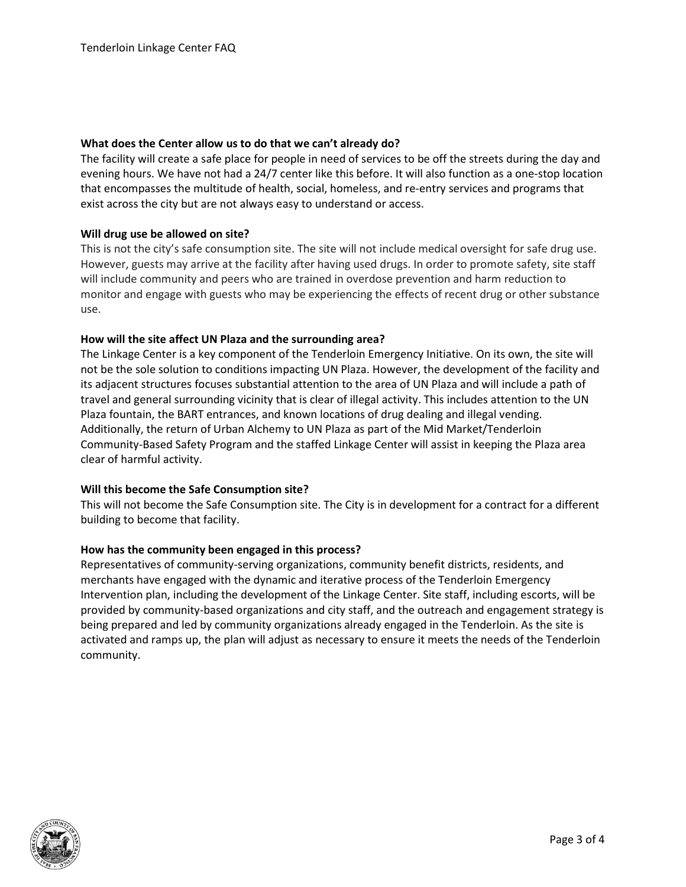**What does the Center allow us to do that we can't already do?**

The facility will create a safe place for people in need of services to be off the streets during the day and evening hours. We have not had a 24/7 center like this before. It will also function as a one-stop location that encompasses the multitude of health, social, homeless, and re-entry services and programs that exist across the city but are not always easy to understand or access.

**Will drug use be allowed on site?**

This is not the city's safe consumption site. The site will not include medical oversight for safe drug use. However, guests may arrive at the facility after having used drugs. In order to promote safety, site staff will include community and peers who are trained in overdose prevention and harm reduction to monitor and engage with guests who may be experiencing the effects of recent drug or other substance use.

**How will the site affect UN Plaza and the surrounding area?**

The Linkage Center is a key component of the Tenderloin Emergency Initiative. On its own, the site will not be the sole solution to conditions impacting UN Plaza. However, the development of the facility and its adjacent structures focuses substantial attention to the area of UN Plaza and will include a path of travel and general surrounding vicinity that is clear of illegal activity. This includes attention to the UN Plaza fountain, the BART entrances, and known locations of drug dealing and illegal vending. Additionally, the return of Urban Alchemy to UN Plaza as part of the Mid Market/Tenderloin Community-Based Safety Program and the staffed Linkage Center will assist in keeping the Plaza area clear of harmful activity.

**Will this become the Safe Consumption site?**

This will not become the Safe Consumption site. The City is in development for a contract for a different building to become that facility.

**How has the community been engaged in this process?**

Representatives of community-serving organizations, community benefit districts, residents, and merchants have engaged with the dynamic and iterative process of the Tenderloin Emergency Intervention plan, including the development of the Linkage Center. Site staff, including escorts, will be provided by community-based organizations and city staff, and the outreach and engagement strategy is being prepared and led by community organizations already engaged in the Tenderloin. As the site is activated and ramps up, the plan will adjust as necessary to ensure it meets the needs of the Tenderloin community.